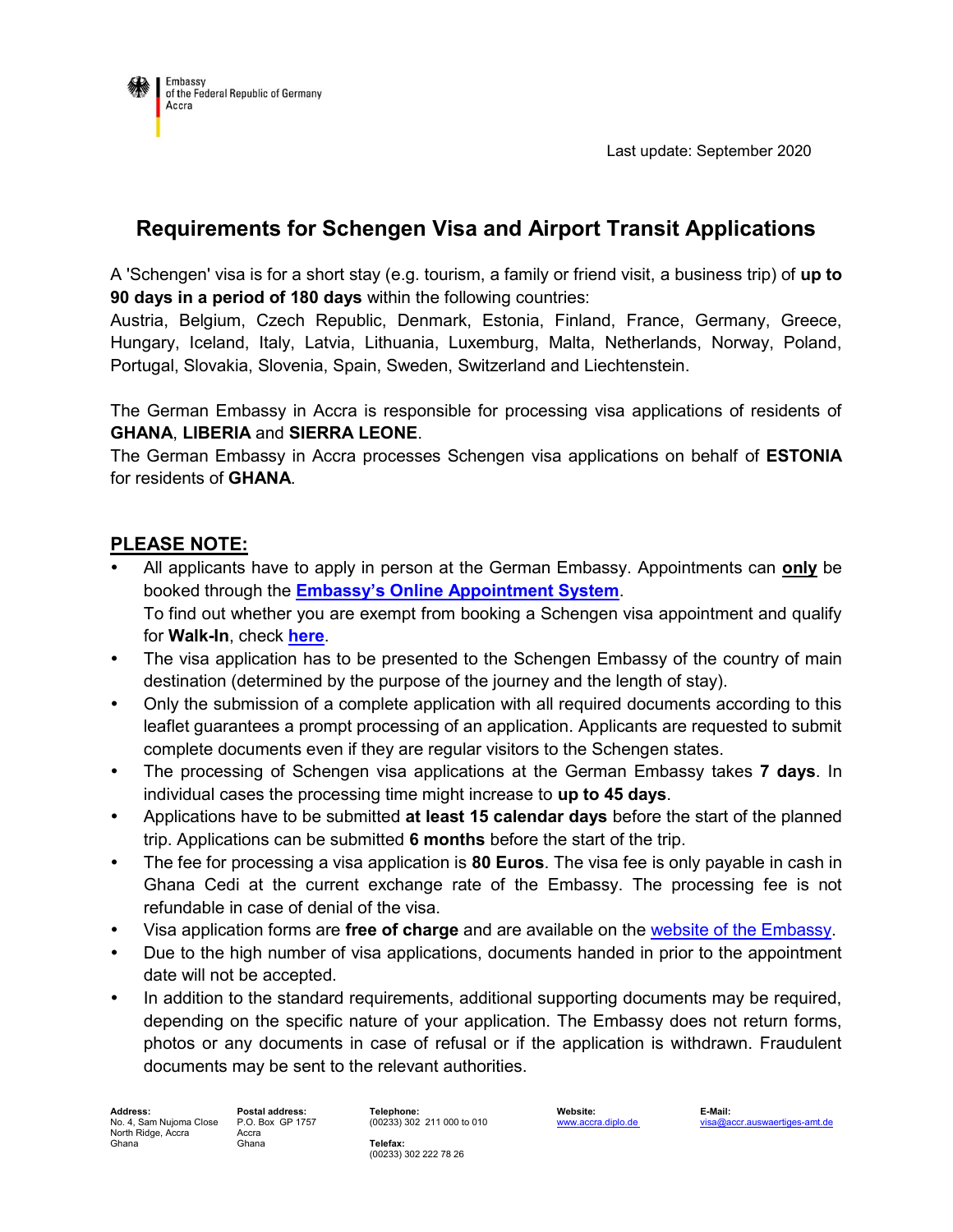Embassy
of the Federal Republic of Germany
Accra

Last update: September 2020

# Requirements for Schengen Visa and Airport Transit Applications

A 'Schengen' visa is for a short stay (e.g. tourism, a family or friend visit, a business trip) of **up to 90 days in a period of 180 days** within the following countries:
Austria, Belgium, Czech Republic, Denmark, Estonia, Finland, France, Germany, Greece, Hungary, Iceland, Italy, Latvia, Lithuania, Luxemburg, Malta, Netherlands, Norway, Poland, Portugal, Slovakia, Slovenia, Spain, Sweden, Switzerland and Liechtenstein.

The German Embassy in Accra is responsible for processing visa applications of residents of **GHANA**, **LIBERIA** and **SIERRA LEONE**.
The German Embassy in Accra processes Schengen visa applications on behalf of **ESTONIA** for residents of **GHANA**.

## PLEASE NOTE:

- All applicants have to apply in person at the German Embassy. Appointments can **only** be booked through the **Embassy's Online Appointment System**.
  To find out whether you are exempt from booking a Schengen visa appointment and qualify for **Walk-In**, check **here**.
- The visa application has to be presented to the Schengen Embassy of the country of main destination (determined by the purpose of the journey and the length of stay).
- Only the submission of a complete application with all required documents according to this leaflet guarantees a prompt processing of an application. Applicants are requested to submit complete documents even if they are regular visitors to the Schengen states.
- The processing of Schengen visa applications at the German Embassy takes **7 days**. In individual cases the processing time might increase to **up to 45 days**.
- Applications have to be submitted **at least 15 calendar days** before the start of the planned trip. Applications can be submitted **6 months** before the start of the trip.
- The fee for processing a visa application is **80 Euros**. The visa fee is only payable in cash in Ghana Cedi at the current exchange rate of the Embassy. The processing fee is not refundable in case of denial of the visa.
- Visa application forms are **free of charge** and are available on the website of the Embassy.
- Due to the high number of visa applications, documents handed in prior to the appointment date will not be accepted.
- In addition to the standard requirements, additional supporting documents may be required, depending on the specific nature of your application. The Embassy does not return forms, photos or any documents in case of refusal or if the application is withdrawn. Fraudulent documents may be sent to the relevant authorities.

**Address:**
No. 4, Sam Nujoma Close
North Ridge, Accra
Ghana

**Postal address:**
P.O. Box GP 1757
Accra
Ghana

**Telephone:**
(00233) 302 211 000 to 010

**Telefax:**
(00233) 302 222 78 26

**Website:**
www.accra.diplo.de

**E-Mail:**
visa@accr.auswaertiges-amt.de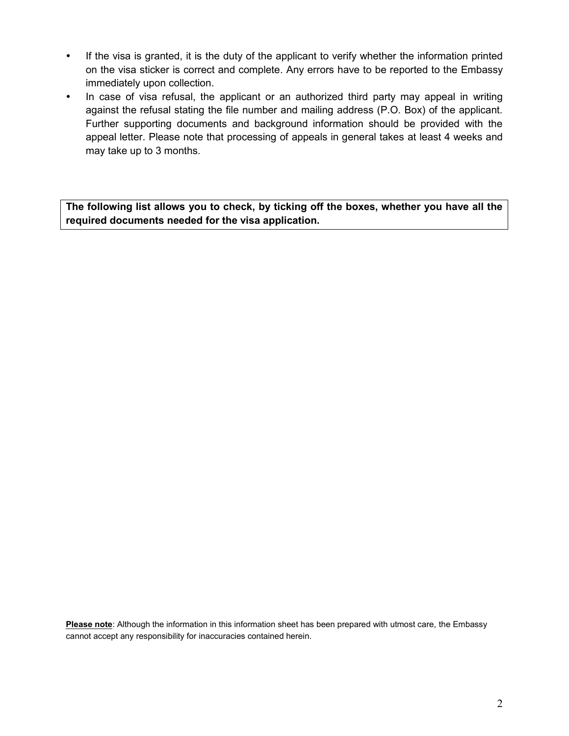- If the visa is granted, it is the duty of the applicant to verify whether the information printed on the visa sticker is correct and complete. Any errors have to be reported to the Embassy immediately upon collection.
- In case of visa refusal, the applicant or an authorized third party may appeal in writing against the refusal stating the file number and mailing address (P.O. Box) of the applicant. Further supporting documents and background information should be provided with the appeal letter. Please note that processing of appeals in general takes at least 4 weeks and may take up to 3 months.

**The following list allows you to check, by ticking off the boxes, whether you have all the required documents needed for the visa application.**

**Please note**: Although the information in this information sheet has been prepared with utmost care, the Embassy cannot accept any responsibility for inaccuracies contained herein.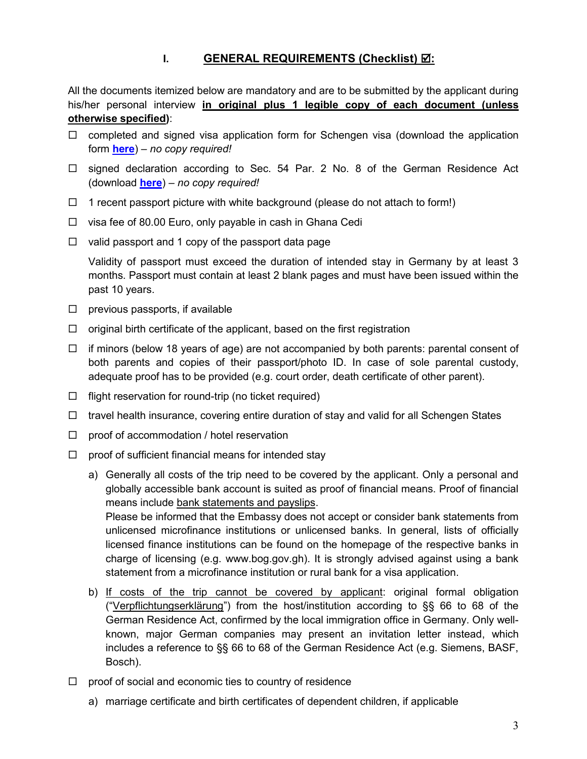## I. **GENERAL REQUIREMENTS (Checklist) ☑:**

All the documents itemized below are mandatory and are to be submitted by the applicant during his/her personal interview **in original plus 1 legible copy of each document (unless otherwise specified)**:

- ☐ completed and signed visa application form for Schengen visa (download the application form **here**) – *no copy required!*
- ☐ signed declaration according to Sec. 54 Par. 2 No. 8 of the German Residence Act (download **here**) – *no copy required!*
- ☐ 1 recent passport picture with white background (please do not attach to form!)
- ☐ visa fee of 80.00 Euro, only payable in cash in Ghana Cedi
- ☐ valid passport and 1 copy of the passport data page

  Validity of passport must exceed the duration of intended stay in Germany by at least 3 months. Passport must contain at least 2 blank pages and must have been issued within the past 10 years.
- ☐ previous passports, if available
- ☐ original birth certificate of the applicant, based on the first registration
- ☐ if minors (below 18 years of age) are not accompanied by both parents: parental consent of both parents and copies of their passport/photo ID. In case of sole parental custody, adequate proof has to be provided (e.g. court order, death certificate of other parent).
- ☐ flight reservation for round-trip (no ticket required)
- ☐ travel health insurance, covering entire duration of stay and valid for all Schengen States
- ☐ proof of accommodation / hotel reservation
- ☐ proof of sufficient financial means for intended stay
  - a) Generally all costs of the trip need to be covered by the applicant. Only a personal and globally accessible bank account is suited as proof of financial means. Proof of financial means include bank statements and payslips.
    Please be informed that the Embassy does not accept or consider bank statements from unlicensed microfinance institutions or unlicensed banks. In general, lists of officially licensed finance institutions can be found on the homepage of the respective banks in charge of licensing (e.g. www.bog.gov.gh). It is strongly advised against using a bank statement from a microfinance institution or rural bank for a visa application.
  - b) If costs of the trip cannot be covered by applicant: original formal obligation ("Verpflichtungserklärung") from the host/institution according to §§ 66 to 68 of the German Residence Act, confirmed by the local immigration office in Germany. Only well-known, major German companies may present an invitation letter instead, which includes a reference to §§ 66 to 68 of the German Residence Act (e.g. Siemens, BASF, Bosch).
- ☐ proof of social and economic ties to country of residence
  - a) marriage certificate and birth certificates of dependent children, if applicable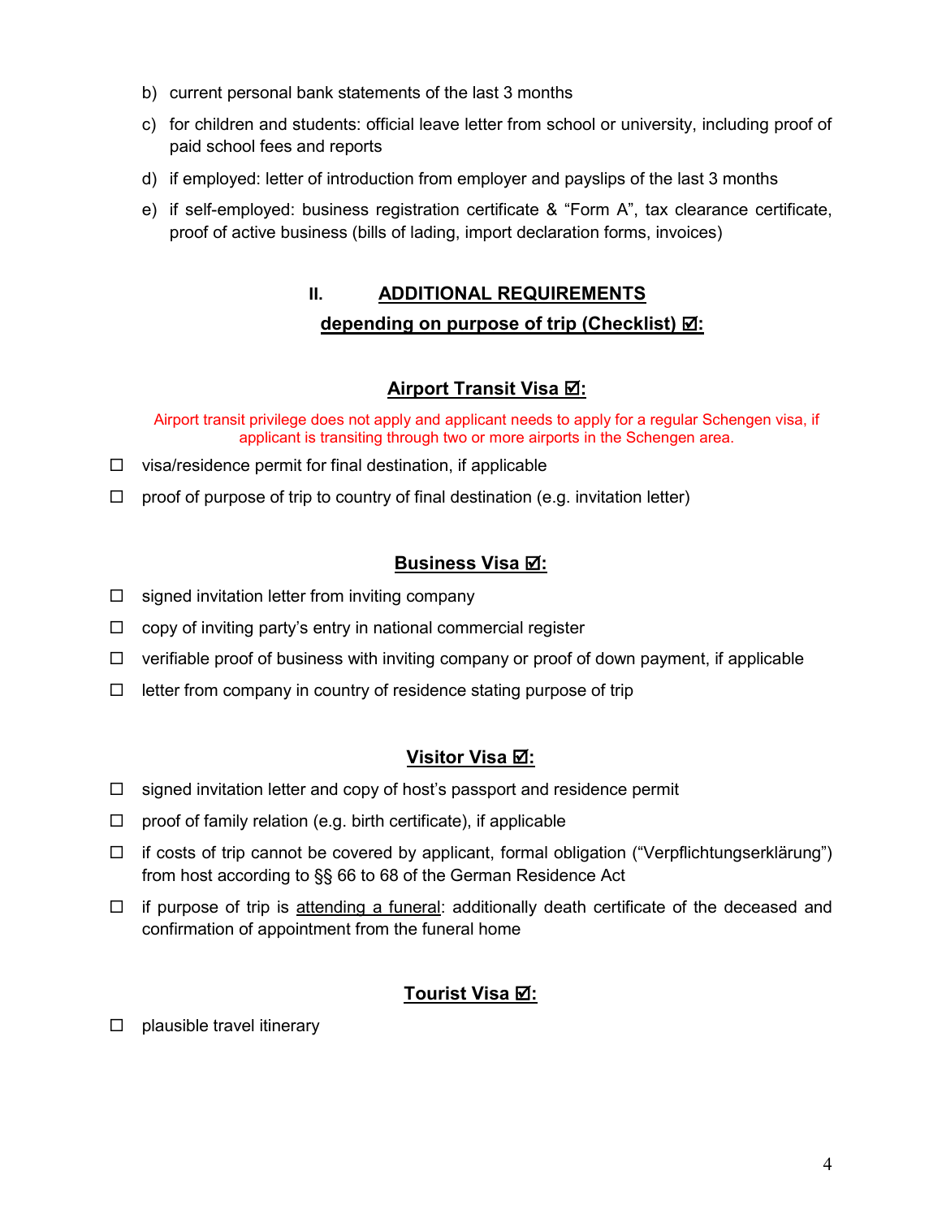b) current personal bank statements of the last 3 months

c) for children and students: official leave letter from school or university, including proof of paid school fees and reports

d) if employed: letter of introduction from employer and payslips of the last 3 months

e) if self-employed: business registration certificate & “Form A”, tax clearance certificate, proof of active business (bills of lading, import declaration forms, invoices)

## II. ADDITIONAL REQUIREMENTS depending on purpose of trip (Checklist) ☑:

### Airport Transit Visa ☑:

Airport transit privilege does not apply and applicant needs to apply for a regular Schengen visa, if applicant is transiting through two or more airports in the Schengen area.

- ☐ visa/residence permit for final destination, if applicable
- ☐ proof of purpose of trip to country of final destination (e.g. invitation letter)

### Business Visa ☑:

- ☐ signed invitation letter from inviting company
- ☐ copy of inviting party’s entry in national commercial register
- ☐ verifiable proof of business with inviting company or proof of down payment, if applicable
- ☐ letter from company in country of residence stating purpose of trip

### Visitor Visa ☑:

- ☐ signed invitation letter and copy of host’s passport and residence permit
- ☐ proof of family relation (e.g. birth certificate), if applicable
- ☐ if costs of trip cannot be covered by applicant, formal obligation (“Verpflichtungserklärung”) from host according to §§ 66 to 68 of the German Residence Act
- ☐ if purpose of trip is attending a funeral: additionally death certificate of the deceased and confirmation of appointment from the funeral home

### Tourist Visa ☑:

- ☐ plausible travel itinerary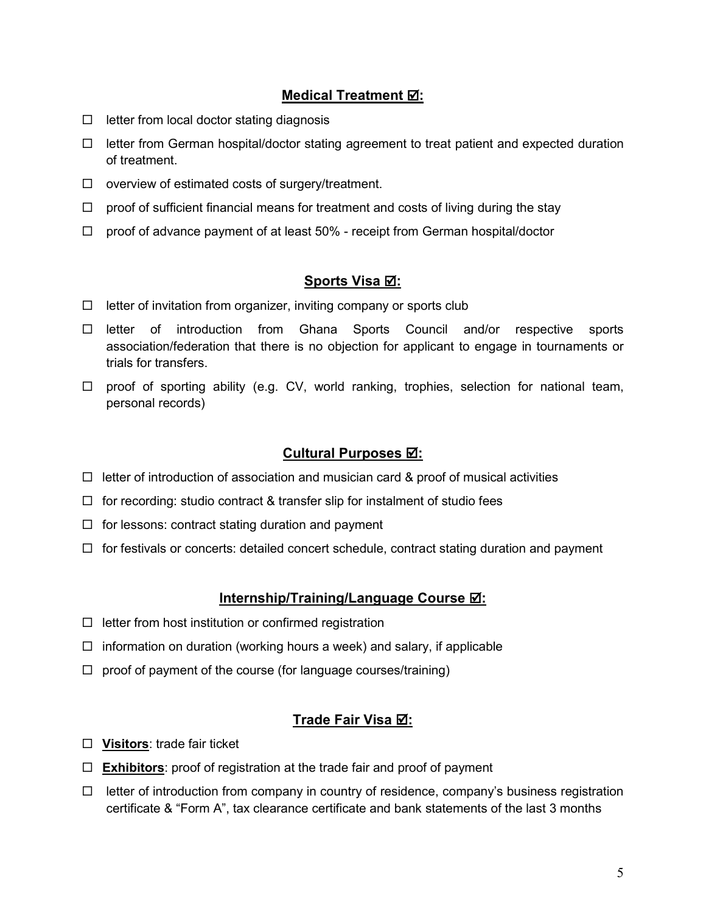## Medical Treatment ☑:

- ☐ letter from local doctor stating diagnosis
- ☐ letter from German hospital/doctor stating agreement to treat patient and expected duration of treatment.
- ☐ overview of estimated costs of surgery/treatment.
- ☐ proof of sufficient financial means for treatment and costs of living during the stay
- ☐ proof of advance payment of at least 50% - receipt from German hospital/doctor

## Sports Visa ☑:

- ☐ letter of invitation from organizer, inviting company or sports club
- ☐ letter of introduction from Ghana Sports Council and/or respective sports association/federation that there is no objection for applicant to engage in tournaments or trials for transfers.
- ☐ proof of sporting ability (e.g. CV, world ranking, trophies, selection for national team, personal records)

## Cultural Purposes ☑:

- ☐ letter of introduction of association and musician card & proof of musical activities
- ☐ for recording: studio contract & transfer slip for instalment of studio fees
- ☐ for lessons: contract stating duration and payment
- ☐ for festivals or concerts: detailed concert schedule, contract stating duration and payment

## Internship/Training/Language Course ☑:

- ☐ letter from host institution or confirmed registration
- ☐ information on duration (working hours a week) and salary, if applicable
- ☐ proof of payment of the course (for language courses/training)

## Trade Fair Visa ☑:

- ☐ **Visitors**: trade fair ticket
- ☐ **Exhibitors**: proof of registration at the trade fair and proof of payment
- ☐ letter of introduction from company in country of residence, company's business registration certificate & "Form A", tax clearance certificate and bank statements of the last 3 months